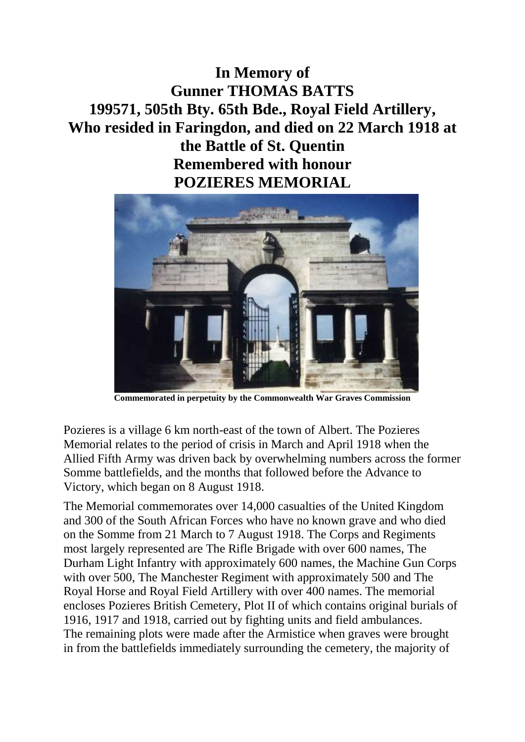# In Memory of
# Gunner THOMAS BATTS
# 199571, 505th Bty. 65th Bde., Royal Field Artillery,
# Who resided in Faringdon, and died on 22 March 1918 at the Battle of St. Quentin
# Remembered with honour
# POZIERES MEMORIAL

**Commemorated in perpetuity by the Commonwealth War Graves Commission**

Pozieres is a village 6 km north-east of the town of Albert. The Pozieres Memorial relates to the period of crisis in March and April 1918 when the Allied Fifth Army was driven back by overwhelming numbers across the former Somme battlefields, and the months that followed before the Advance to Victory, which began on 8 August 1918.

The Memorial commemorates over 14,000 casualties of the United Kingdom and 300 of the South African Forces who have no known grave and who died on the Somme from 21 March to 7 August 1918. The Corps and Regiments most largely represented are The Rifle Brigade with over 600 names, The Durham Light Infantry with approximately 600 names, the Machine Gun Corps with over 500, The Manchester Regiment with approximately 500 and The Royal Horse and Royal Field Artillery with over 400 names. The memorial encloses Pozieres British Cemetery, Plot II of which contains original burials of 1916, 1917 and 1918, carried out by fighting units and field ambulances. The remaining plots were made after the Armistice when graves were brought in from the battlefields immediately surrounding the cemetery, the majority of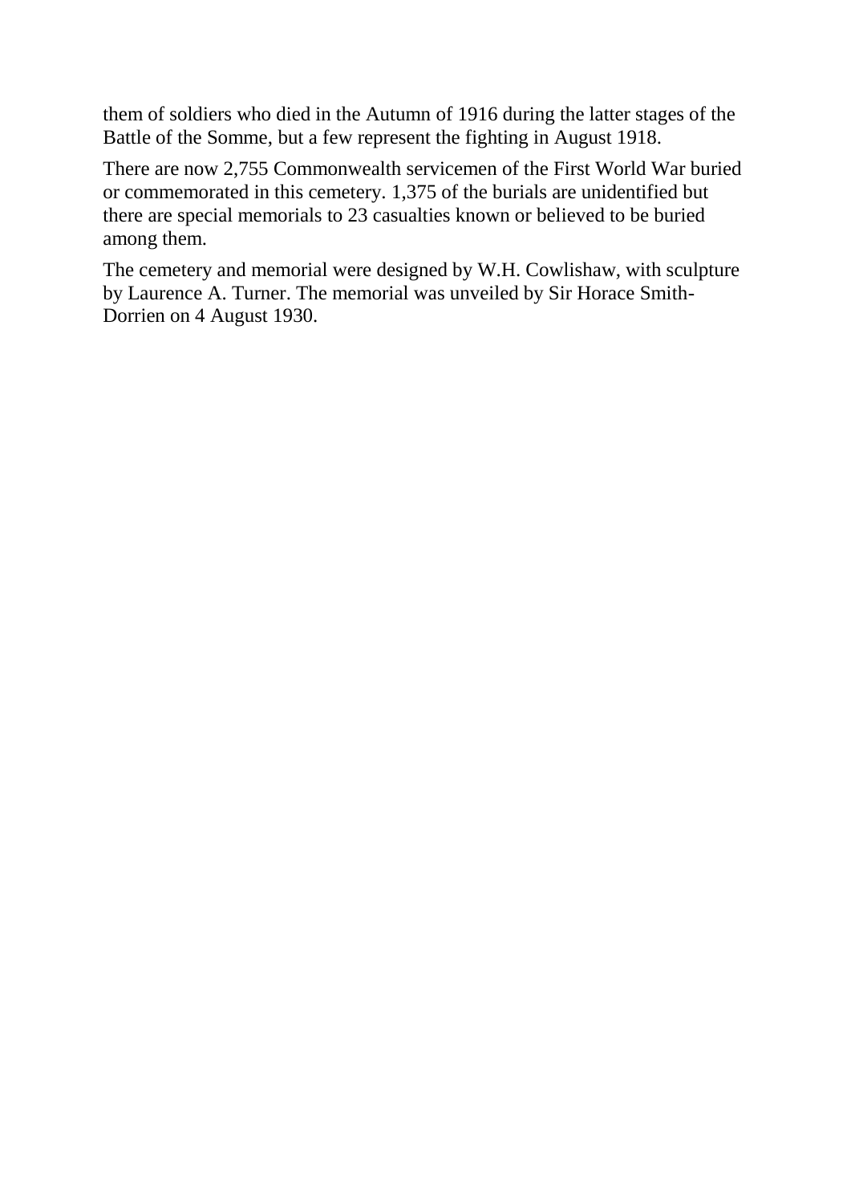them of soldiers who died in the Autumn of 1916 during the latter stages of the Battle of the Somme, but a few represent the fighting in August 1918.

There are now 2,755 Commonwealth servicemen of the First World War buried or commemorated in this cemetery. 1,375 of the burials are unidentified but there are special memorials to 23 casualties known or believed to be buried among them.

The cemetery and memorial were designed by W.H. Cowlishaw, with sculpture by Laurence A. Turner. The memorial was unveiled by Sir Horace Smith-Dorrien on 4 August 1930.